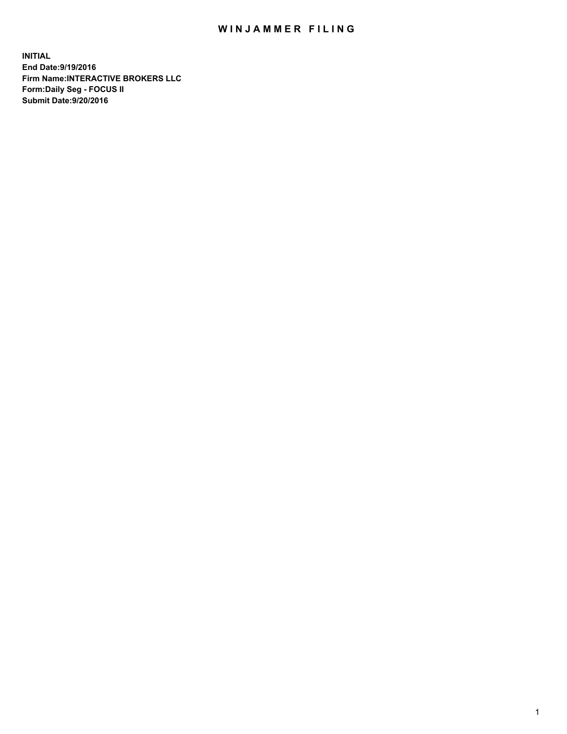# WINJAMMER FILING

**INITIAL**
**End Date:9/19/2016**
**Firm Name:INTERACTIVE BROKERS LLC**
**Form:Daily Seg - FOCUS II**
**Submit Date:9/20/2016**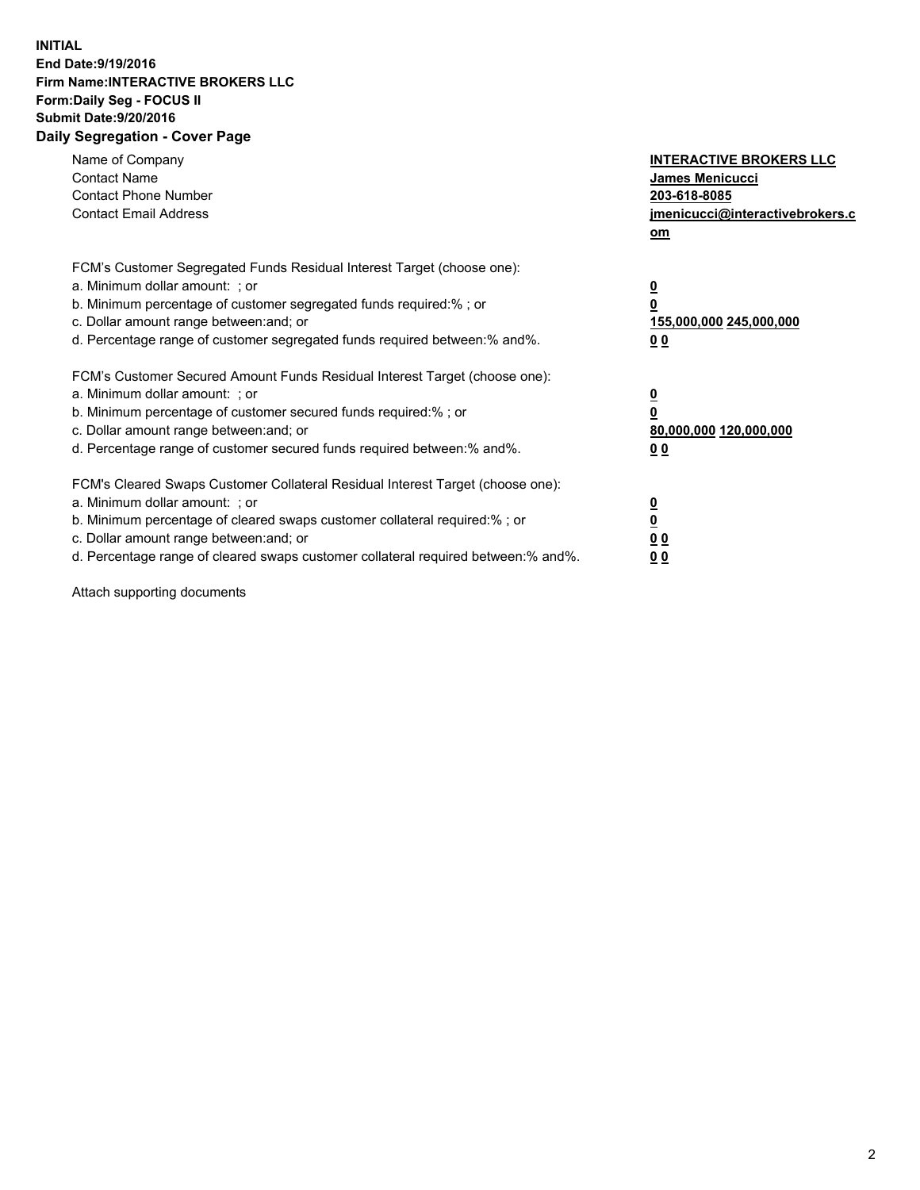**INITIAL**
**End Date:9/19/2016**
**Firm Name:INTERACTIVE BROKERS LLC**
**Form:Daily Seg - FOCUS II**
**Submit Date:9/20/2016**

## Daily Segregation - Cover Page

| | |
|---|---|
| Name of Company | **INTERACTIVE BROKERS LLC** |
| Contact Name | **James Menicucci** |
| Contact Phone Number | **203-618-8085** |
| Contact Email Address | **jmenicucci@interactivebrokers.com** |

FCM's Customer Segregated Funds Residual Interest Target (choose one):

| | |
|---|---|
| a. Minimum dollar amount: ; or | **0** |
| b. Minimum percentage of customer segregated funds required:% ; or | **0** |
| c. Dollar amount range between:and; or | **155,000,000** **245,000,000** |
| d. Percentage range of customer segregated funds required between:% and%. | **0** **0** |

FCM's Customer Secured Amount Funds Residual Interest Target (choose one):

| | |
|---|---|
| a. Minimum dollar amount: ; or | **0** |
| b. Minimum percentage of customer secured funds required:% ; or | **0** |
| c. Dollar amount range between:and; or | **80,000,000** **120,000,000** |
| d. Percentage range of customer secured funds required between:% and%. | **0** **0** |

FCM's Cleared Swaps Customer Collateral Residual Interest Target (choose one):

| | |
|---|---|
| a. Minimum dollar amount: ; or | **0** |
| b. Minimum percentage of cleared swaps customer collateral required:% ; or | **0** |
| c. Dollar amount range between:and; or | **0** **0** |
| d. Percentage range of cleared swaps customer collateral required between:% and%. | **0** **0** |

Attach supporting documents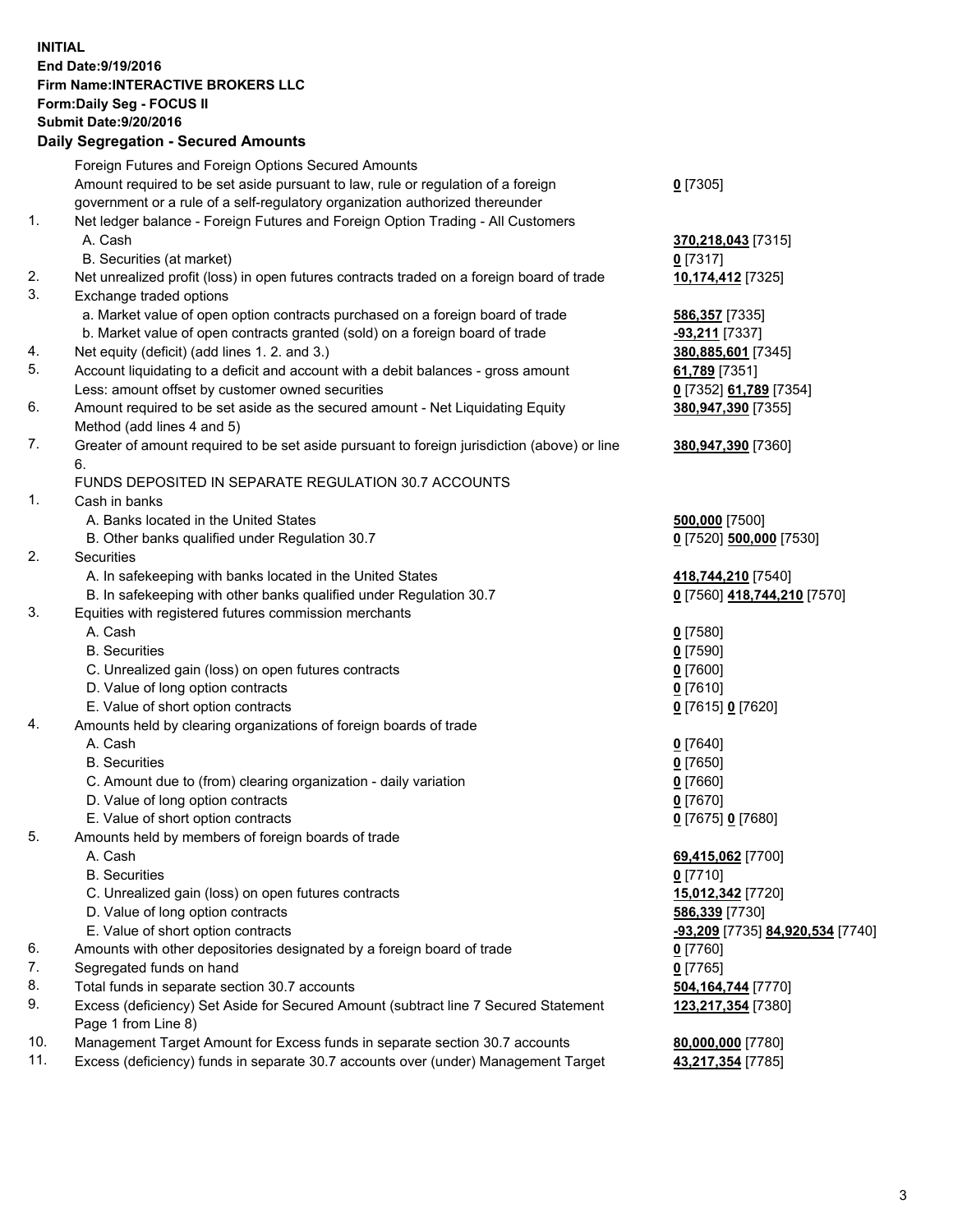**INITIAL**
**End Date:9/19/2016**
**Firm Name:INTERACTIVE BROKERS LLC**
**Form:Daily Seg - FOCUS II**
**Submit Date:9/20/2016**

## Daily Segregation - Secured Amounts

| | | |
|---|---|---|
| | Foreign Futures and Foreign Options Secured Amounts | |
| | Amount required to be set aside pursuant to law, rule or regulation of a foreign government or a rule of a self-regulatory organization authorized thereunder | **0** [7305] |
| 1. | Net ledger balance - Foreign Futures and Foreign Option Trading - All Customers | |
| | A. Cash | **370,218,043** [7315] |
| | B. Securities (at market) | **0** [7317] |
| 2. | Net unrealized profit (loss) in open futures contracts traded on a foreign board of trade | **10,174,412** [7325] |
| 3. | Exchange traded options | |
| | a. Market value of open option contracts purchased on a foreign board of trade | **586,357** [7335] |
| | b. Market value of open contracts granted (sold) on a foreign board of trade | **-93,211** [7337] |
| 4. | Net equity (deficit) (add lines 1. 2. and 3.) | **380,885,601** [7345] |
| 5. | Account liquidating to a deficit and account with a debit balances - gross amount | **61,789** [7351] |
| | Less: amount offset by customer owned securities | **0** [7352] **61,789** [7354] |
| 6. | Amount required to be set aside as the secured amount - Net Liquidating Equity Method (add lines 4 and 5) | **380,947,390** [7355] |
| 7. | Greater of amount required to be set aside pursuant to foreign jurisdiction (above) or line 6. | **380,947,390** [7360] |
| | FUNDS DEPOSITED IN SEPARATE REGULATION 30.7 ACCOUNTS | |
| 1. | Cash in banks | |
| | A. Banks located in the United States | **500,000** [7500] |
| | B. Other banks qualified under Regulation 30.7 | **0** [7520] **500,000** [7530] |
| 2. | Securities | |
| | A. In safekeeping with banks located in the United States | **418,744,210** [7540] |
| | B. In safekeeping with other banks qualified under Regulation 30.7 | **0** [7560] **418,744,210** [7570] |
| 3. | Equities with registered futures commission merchants | |
| | A. Cash | **0** [7580] |
| | B. Securities | **0** [7590] |
| | C. Unrealized gain (loss) on open futures contracts | **0** [7600] |
| | D. Value of long option contracts | **0** [7610] |
| | E. Value of short option contracts | **0** [7615] **0** [7620] |
| 4. | Amounts held by clearing organizations of foreign boards of trade | |
| | A. Cash | **0** [7640] |
| | B. Securities | **0** [7650] |
| | C. Amount due to (from) clearing organization - daily variation | **0** [7660] |
| | D. Value of long option contracts | **0** [7670] |
| | E. Value of short option contracts | **0** [7675] **0** [7680] |
| 5. | Amounts held by members of foreign boards of trade | |
| | A. Cash | **69,415,062** [7700] |
| | B. Securities | **0** [7710] |
| | C. Unrealized gain (loss) on open futures contracts | **15,012,342** [7720] |
| | D. Value of long option contracts | **586,339** [7730] |
| | E. Value of short option contracts | **-93,209** [7735] **84,920,534** [7740] |
| 6. | Amounts with other depositories designated by a foreign board of trade | **0** [7760] |
| 7. | Segregated funds on hand | **0** [7765] |
| 8. | Total funds in separate section 30.7 accounts | **504,164,744** [7770] |
| 9. | Excess (deficiency) Set Aside for Secured Amount (subtract line 7 Secured Statement Page 1 from Line 8) | **123,217,354** [7380] |
| 10. | Management Target Amount for Excess funds in separate section 30.7 accounts | **80,000,000** [7780] |
| 11. | Excess (deficiency) funds in separate 30.7 accounts over (under) Management Target | **43,217,354** [7785] |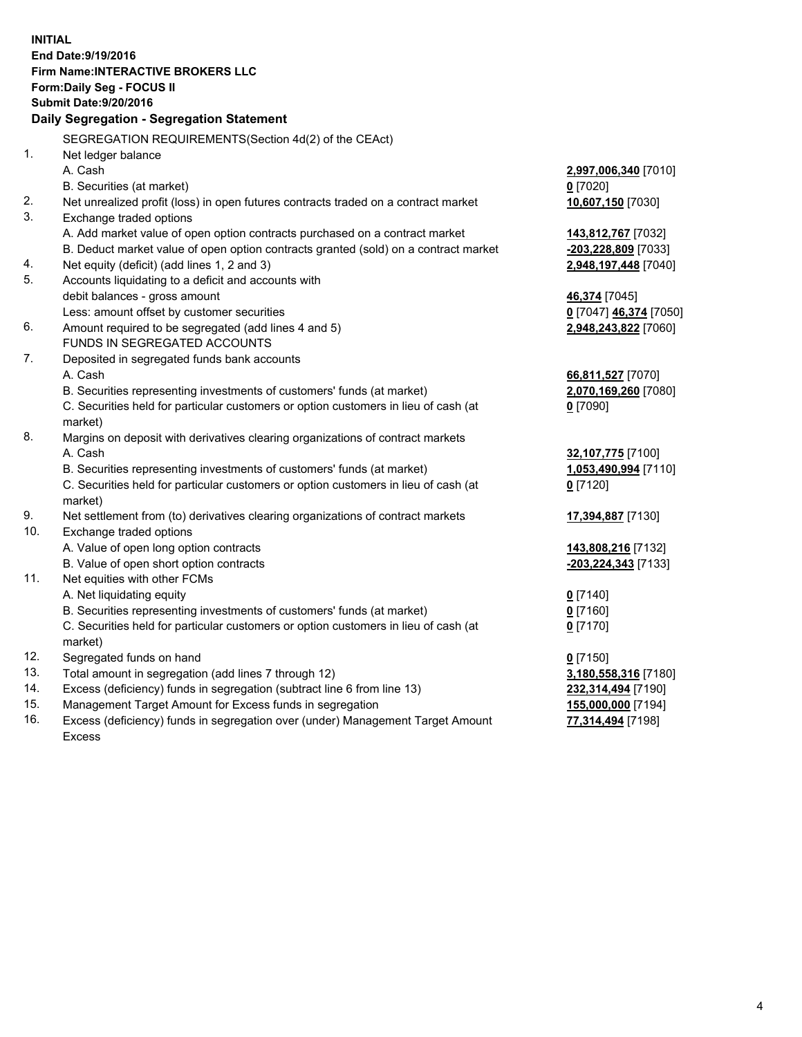**INITIAL**
**End Date:9/19/2016**
**Firm Name:INTERACTIVE BROKERS LLC**
**Form:Daily Seg - FOCUS II**
**Submit Date:9/20/2016**

## Daily Segregation - Segregation Statement

SEGREGATION REQUIREMENTS(Section 4d(2) of the CEAct)

| | | |
|---|---|---|
| 1. | Net ledger balance | |
| | A. Cash | **2,997,006,340** [7010] |
| | B. Securities (at market) | **0** [7020] |
| 2. | Net unrealized profit (loss) in open futures contracts traded on a contract market | **10,607,150** [7030] |
| 3. | Exchange traded options | |
| | A. Add market value of open option contracts purchased on a contract market | **143,812,767** [7032] |
| | B. Deduct market value of open option contracts granted (sold) on a contract market | **-203,228,809** [7033] |
| 4. | Net equity (deficit) (add lines 1, 2 and 3) | **2,948,197,448** [7040] |
| 5. | Accounts liquidating to a deficit and accounts with | |
| | debit balances - gross amount | **46,374** [7045] |
| | Less: amount offset by customer securities | **0** [7047] **46,374** [7050] |
| 6. | Amount required to be segregated (add lines 4 and 5) | **2,948,243,822** [7060] |
| | FUNDS IN SEGREGATED ACCOUNTS | |
| 7. | Deposited in segregated funds bank accounts | |
| | A. Cash | **66,811,527** [7070] |
| | B. Securities representing investments of customers' funds (at market) | **2,070,169,260** [7080] |
| | C. Securities held for particular customers or option customers in lieu of cash (at market) | **0** [7090] |
| 8. | Margins on deposit with derivatives clearing organizations of contract markets | |
| | A. Cash | **32,107,775** [7100] |
| | B. Securities representing investments of customers' funds (at market) | **1,053,490,994** [7110] |
| | C. Securities held for particular customers or option customers in lieu of cash (at market) | **0** [7120] |
| 9. | Net settlement from (to) derivatives clearing organizations of contract markets | **17,394,887** [7130] |
| 10. | Exchange traded options | |
| | A. Value of open long option contracts | **143,808,216** [7132] |
| | B. Value of open short option contracts | **-203,224,343** [7133] |
| 11. | Net equities with other FCMs | |
| | A. Net liquidating equity | **0** [7140] |
| | B. Securities representing investments of customers' funds (at market) | **0** [7160] |
| | C. Securities held for particular customers or option customers in lieu of cash (at market) | **0** [7170] |
| 12. | Segregated funds on hand | **0** [7150] |
| 13. | Total amount in segregation (add lines 7 through 12) | **3,180,558,316** [7180] |
| 14. | Excess (deficiency) funds in segregation (subtract line 6 from line 13) | **232,314,494** [7190] |
| 15. | Management Target Amount for Excess funds in segregation | **155,000,000** [7194] |
| 16. | Excess (deficiency) funds in segregation over (under) Management Target Amount Excess | **77,314,494** [7198] |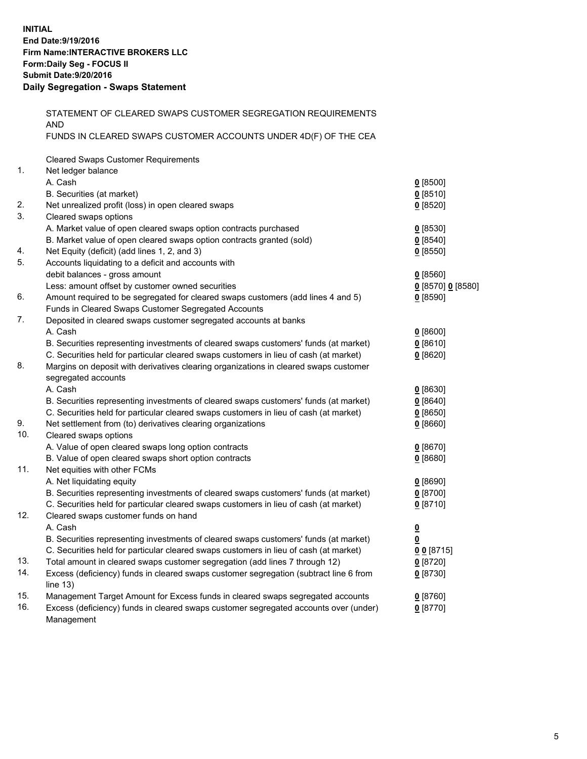**INITIAL**
**End Date:9/19/2016**
**Firm Name:INTERACTIVE BROKERS LLC**
**Form:Daily Seg - FOCUS II**
**Submit Date:9/20/2016**
**Daily Segregation - Swaps Statement**

STATEMENT OF CLEARED SWAPS CUSTOMER SEGREGATION REQUIREMENTS
AND
FUNDS IN CLEARED SWAPS CUSTOMER ACCOUNTS UNDER 4D(F) OF THE CEA

| | | |
|---|---|---|
| | Cleared Swaps Customer Requirements | |
| 1. | Net ledger balance | |
| | A. Cash | 0 [8500] |
| | B. Securities (at market) | 0 [8510] |
| 2. | Net unrealized profit (loss) in open cleared swaps | 0 [8520] |
| 3. | Cleared swaps options | |
| | A. Market value of open cleared swaps option contracts purchased | 0 [8530] |
| | B. Market value of open cleared swaps option contracts granted (sold) | 0 [8540] |
| 4. | Net Equity (deficit) (add lines 1, 2, and 3) | 0 [8550] |
| 5. | Accounts liquidating to a deficit and accounts with | |
| | debit balances - gross amount | 0 [8560] |
| | Less: amount offset by customer owned securities | 0 [8570] 0 [8580] |
| 6. | Amount required to be segregated for cleared swaps customers (add lines 4 and 5) | 0 [8590] |
| | Funds in Cleared Swaps Customer Segregated Accounts | |
| 7. | Deposited in cleared swaps customer segregated accounts at banks | |
| | A. Cash | 0 [8600] |
| | B. Securities representing investments of cleared swaps customers' funds (at market) | 0 [8610] |
| | C. Securities held for particular cleared swaps customers in lieu of cash (at market) | 0 [8620] |
| 8. | Margins on deposit with derivatives clearing organizations in cleared swaps customer segregated accounts | |
| | A. Cash | 0 [8630] |
| | B. Securities representing investments of cleared swaps customers' funds (at market) | 0 [8640] |
| | C. Securities held for particular cleared swaps customers in lieu of cash (at market) | 0 [8650] |
| 9. | Net settlement from (to) derivatives clearing organizations | 0 [8660] |
| 10. | Cleared swaps options | |
| | A. Value of open cleared swaps long option contracts | 0 [8670] |
| | B. Value of open cleared swaps short option contracts | 0 [8680] |
| 11. | Net equities with other FCMs | |
| | A. Net liquidating equity | 0 [8690] |
| | B. Securities representing investments of cleared swaps customers' funds (at market) | 0 [8700] |
| | C. Securities held for particular cleared swaps customers in lieu of cash (at market) | 0 [8710] |
| 12. | Cleared swaps customer funds on hand | |
| | A. Cash | 0 |
| | B. Securities representing investments of cleared swaps customers' funds (at market) | 0 |
| | C. Securities held for particular cleared swaps customers in lieu of cash (at market) | 0 0 [8715] |
| 13. | Total amount in cleared swaps customer segregation (add lines 7 through 12) | 0 [8720] |
| 14. | Excess (deficiency) funds in cleared swaps customer segregation (subtract line 6 from line 13) | 0 [8730] |
| 15. | Management Target Amount for Excess funds in cleared swaps segregated accounts | 0 [8760] |
| 16. | Excess (deficiency) funds in cleared swaps customer segregated accounts over (under) Management | 0 [8770] |